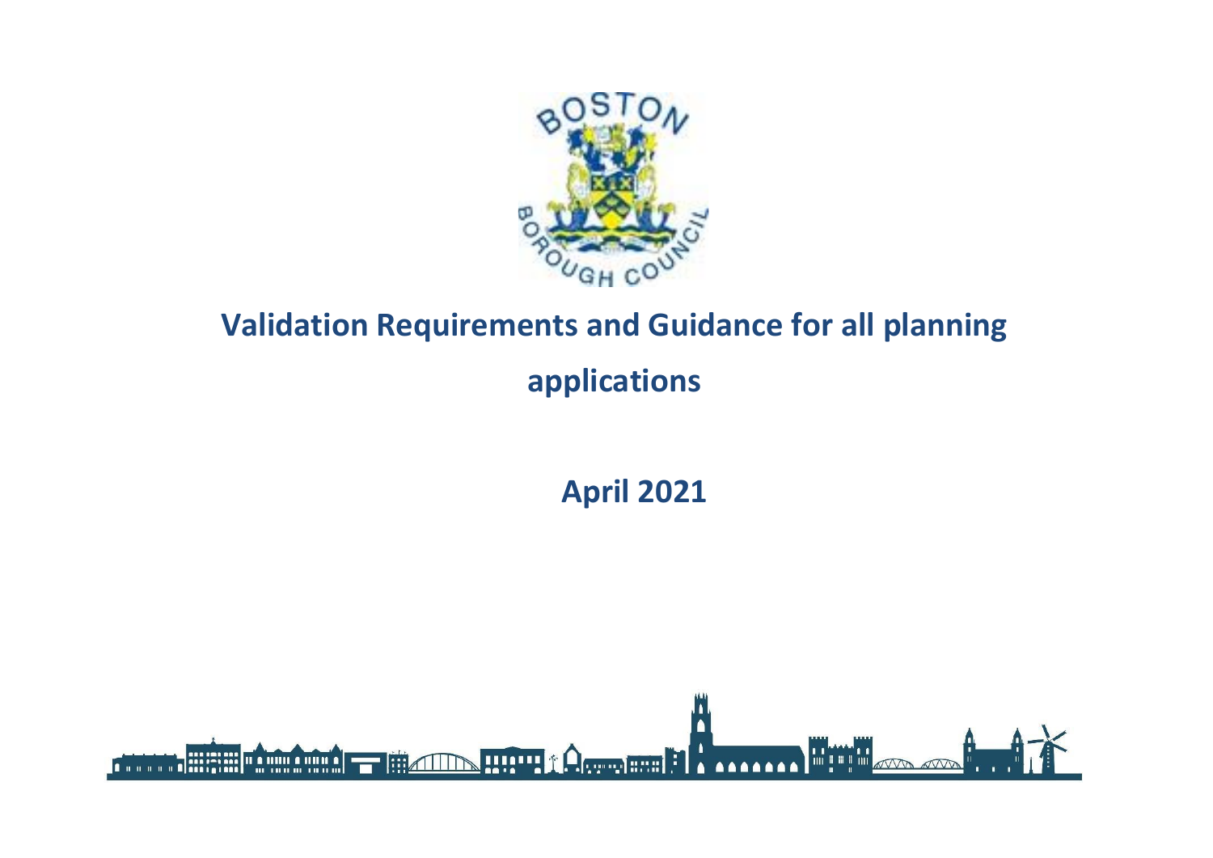# Validation Requirements and Guidance for all planning applications

## April 2021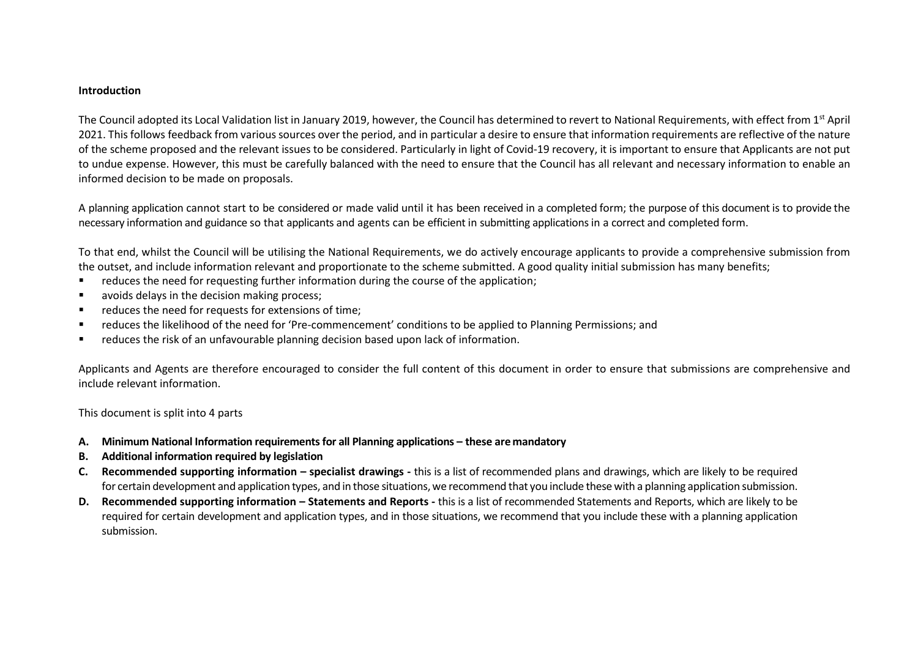**Introduction**

The Council adopted its Local Validation list in January 2019, however, the Council has determined to revert to National Requirements, with effect from 1st April 2021. This follows feedback from various sources over the period, and in particular a desire to ensure that information requirements are reflective of the nature of the scheme proposed and the relevant issues to be considered. Particularly in light of Covid-19 recovery, it is important to ensure that Applicants are not put to undue expense. However, this must be carefully balanced with the need to ensure that the Council has all relevant and necessary information to enable an informed decision to be made on proposals.

A planning application cannot start to be considered or made valid until it has been received in a completed form; the purpose of this document is to provide the necessary information and guidance so that applicants and agents can be efficient in submitting applications in a correct and completed form.

To that end, whilst the Council will be utilising the National Requirements, we do actively encourage applicants to provide a comprehensive submission from the outset, and include information relevant and proportionate to the scheme submitted. A good quality initial submission has many benefits;

- reduces the need for requesting further information during the course of the application;
- avoids delays in the decision making process;
- reduces the need for requests for extensions of time;
- reduces the likelihood of the need for 'Pre-commencement' conditions to be applied to Planning Permissions; and
- reduces the risk of an unfavourable planning decision based upon lack of information.

Applicants and Agents are therefore encouraged to consider the full content of this document in order to ensure that submissions are comprehensive and include relevant information.

This document is split into 4 parts

- **A. Minimum National Information requirements for all Planning applications – these are mandatory**
- **B. Additional information required by legislation**
- **C. Recommended supporting information – specialist drawings -** this is a list of recommended plans and drawings, which are likely to be required for certain development and application types, and in those situations, we recommend that you include these with a planning application submission.
- **D. Recommended supporting information – Statements and Reports -** this is a list of recommended Statements and Reports, which are likely to be required for certain development and application types, and in those situations, we recommend that you include these with a planning application submission.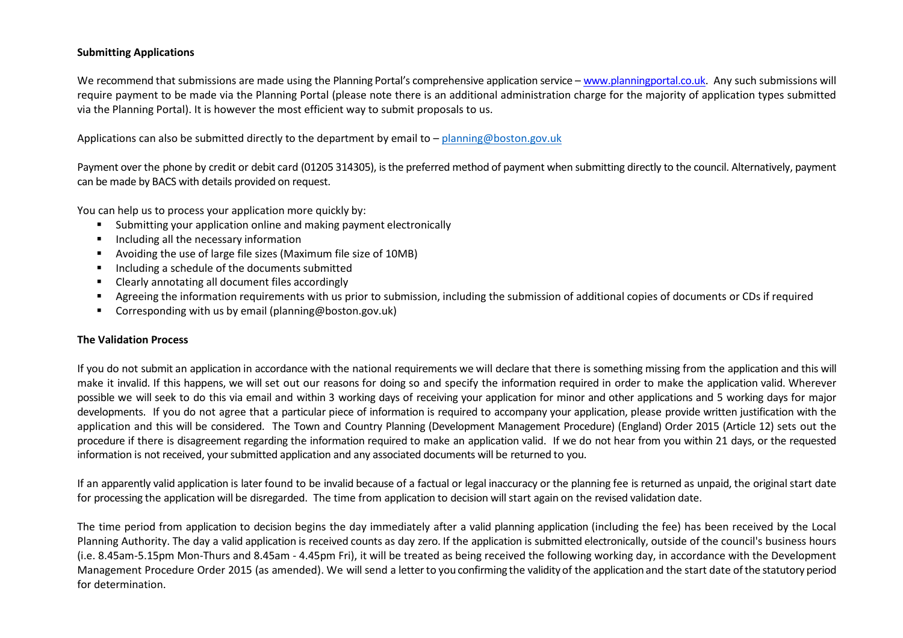**Submitting Applications**

We recommend that submissions are made using the Planning Portal's comprehensive application service – [www.planningportal.co.uk](http://www.planningportal.co.uk). Any such submissions will require payment to be made via the Planning Portal (please note there is an additional administration charge for the majority of application types submitted via the Planning Portal). It is however the most efficient way to submit proposals to us.

Applications can also be submitted directly to the department by email to – [planning@boston.gov.uk](mailto:planning@boston.gov.uk)

Payment over the phone by credit or debit card (01205 314305), is the preferred method of payment when submitting directly to the council. Alternatively, payment can be made by BACS with details provided on request.

You can help us to process your application more quickly by:

- Submitting your application online and making payment electronically
- Including all the necessary information
- Avoiding the use of large file sizes (Maximum file size of 10MB)
- Including a schedule of the documents submitted
- Clearly annotating all document files accordingly
- Agreeing the information requirements with us prior to submission, including the submission of additional copies of documents or CDs if required
- Corresponding with us by email (planning@boston.gov.uk)

**The Validation Process**

If you do not submit an application in accordance with the national requirements we will declare that there is something missing from the application and this will make it invalid. If this happens, we will set out our reasons for doing so and specify the information required in order to make the application valid. Wherever possible we will seek to do this via email and within 3 working days of receiving your application for minor and other applications and 5 working days for major developments. If you do not agree that a particular piece of information is required to accompany your application, please provide written justification with the application and this will be considered. The Town and Country Planning (Development Management Procedure) (England) Order 2015 (Article 12) sets out the procedure if there is disagreement regarding the information required to make an application valid. If we do not hear from you within 21 days, or the requested information is not received, your submitted application and any associated documents will be returned to you.

If an apparently valid application is later found to be invalid because of a factual or legal inaccuracy or the planning fee is returned as unpaid, the original start date for processing the application will be disregarded. The time from application to decision will start again on the revised validation date.

The time period from application to decision begins the day immediately after a valid planning application (including the fee) has been received by the Local Planning Authority. The day a valid application is received counts as day zero. If the application is submitted electronically, outside of the council's business hours (i.e. 8.45am-5.15pm Mon-Thurs and 8.45am - 4.45pm Fri), it will be treated as being received the following working day, in accordance with the Development Management Procedure Order 2015 (as amended). We will send a letter to you confirming the validity of the application and the start date of the statutory period for determination.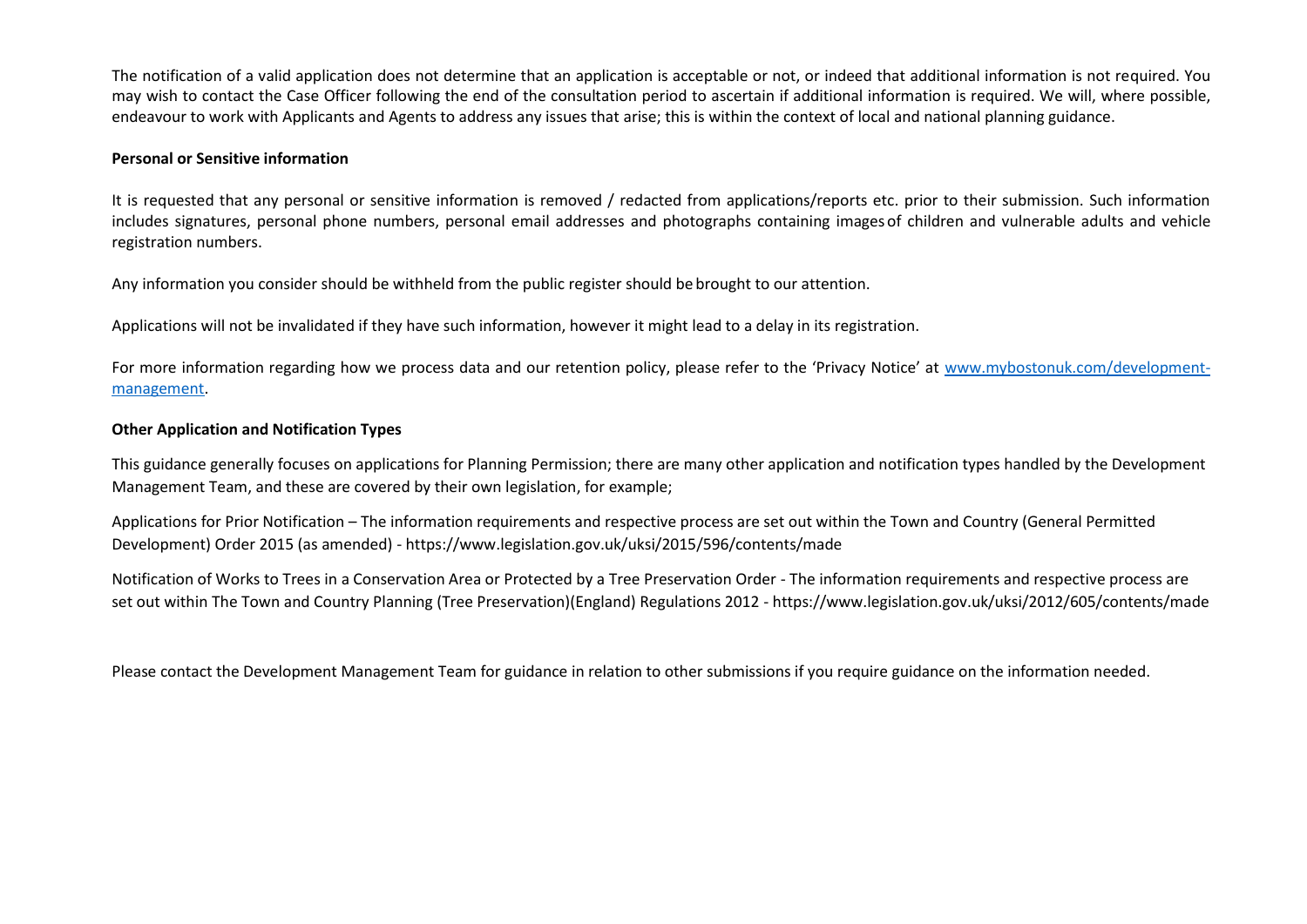The notification of a valid application does not determine that an application is acceptable or not, or indeed that additional information is not required. You may wish to contact the Case Officer following the end of the consultation period to ascertain if additional information is required. We will, where possible, endeavour to work with Applicants and Agents to address any issues that arise; this is within the context of local and national planning guidance.

**Personal or Sensitive information**

It is requested that any personal or sensitive information is removed / redacted from applications/reports etc. prior to their submission. Such information includes signatures, personal phone numbers, personal email addresses and photographs containing images of children and vulnerable adults and vehicle registration numbers.

Any information you consider should be withheld from the public register should be brought to our attention.

Applications will not be invalidated if they have such information, however it might lead to a delay in its registration.

For more information regarding how we process data and our retention policy, please refer to the 'Privacy Notice' at [www.mybostonuk.com/development-management](www.mybostonuk.com/development-management).

**Other Application and Notification Types**

This guidance generally focuses on applications for Planning Permission; there are many other application and notification types handled by the Development Management Team, and these are covered by their own legislation, for example;

Applications for Prior Notification – The information requirements and respective process are set out within the Town and Country (General Permitted Development) Order 2015 (as amended) - https://www.legislation.gov.uk/uksi/2015/596/contents/made

Notification of Works to Trees in a Conservation Area or Protected by a Tree Preservation Order - The information requirements and respective process are set out within The Town and Country Planning (Tree Preservation)(England) Regulations 2012 - https://www.legislation.gov.uk/uksi/2012/605/contents/made

Please contact the Development Management Team for guidance in relation to other submissions if you require guidance on the information needed.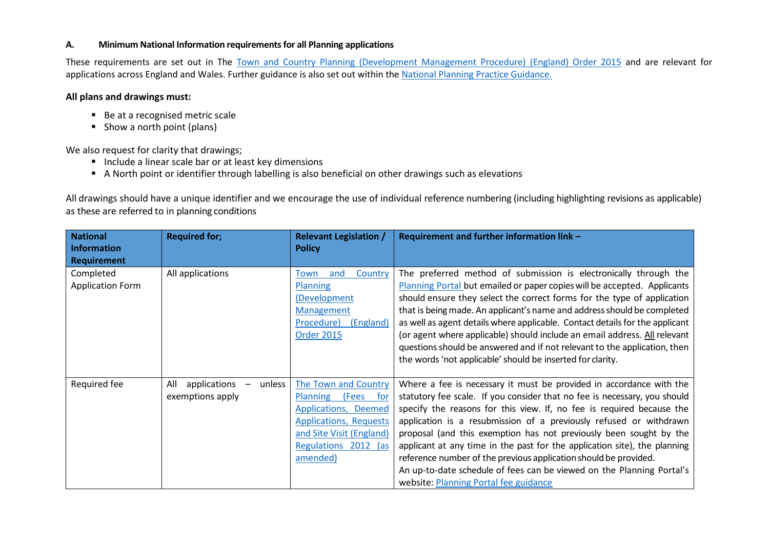### A. Minimum National Information requirements for all Planning applications

These requirements are set out in The Town and Country Planning (Development Management Procedure) (England) Order 2015 and are relevant for applications across England and Wales. Further guidance is also set out within the National Planning Practice Guidance.

**All plans and drawings must:**

- Be at a recognised metric scale
- Show a north point (plans)

We also request for clarity that drawings;

- Include a linear scale bar or at least key dimensions
- A North point or identifier through labelling is also beneficial on other drawings such as elevations

All drawings should have a unique identifier and we encourage the use of individual reference numbering (including highlighting revisions as applicable) as these are referred to in planning conditions

| National Information Requirement | Required for; | Relevant Legislation / Policy | Requirement and further information link – |
|---|---|---|---|
| Completed Application Form | All applications | Town and Country Planning (Development Management Procedure) (England) Order 2015 | The preferred method of submission is electronically through the Planning Portal but emailed or paper copies will be accepted. Applicants should ensure they select the correct forms for the type of application that is being made. An applicant's name and address should be completed as well as agent details where applicable. Contact details for the applicant (or agent where applicable) should include an email address. All relevant questions should be answered and if not relevant to the application, then the words 'not applicable' should be inserted for clarity. |
| Required fee | All applications – unless exemptions apply | The Town and Country Planning (Fees for Applications, Deemed Applications, Requests and Site Visit (England) Regulations 2012 (as amended) | Where a fee is necessary it must be provided in accordance with the statutory fee scale. If you consider that no fee is necessary, you should specify the reasons for this view. If, no fee is required because the application is a resubmission of a previously refused or withdrawn proposal (and this exemption has not previously been sought by the applicant at any time in the past for the application site), the planning reference number of the previous application should be provided. An up-to-date schedule of fees can be viewed on the Planning Portal's website: Planning Portal fee guidance |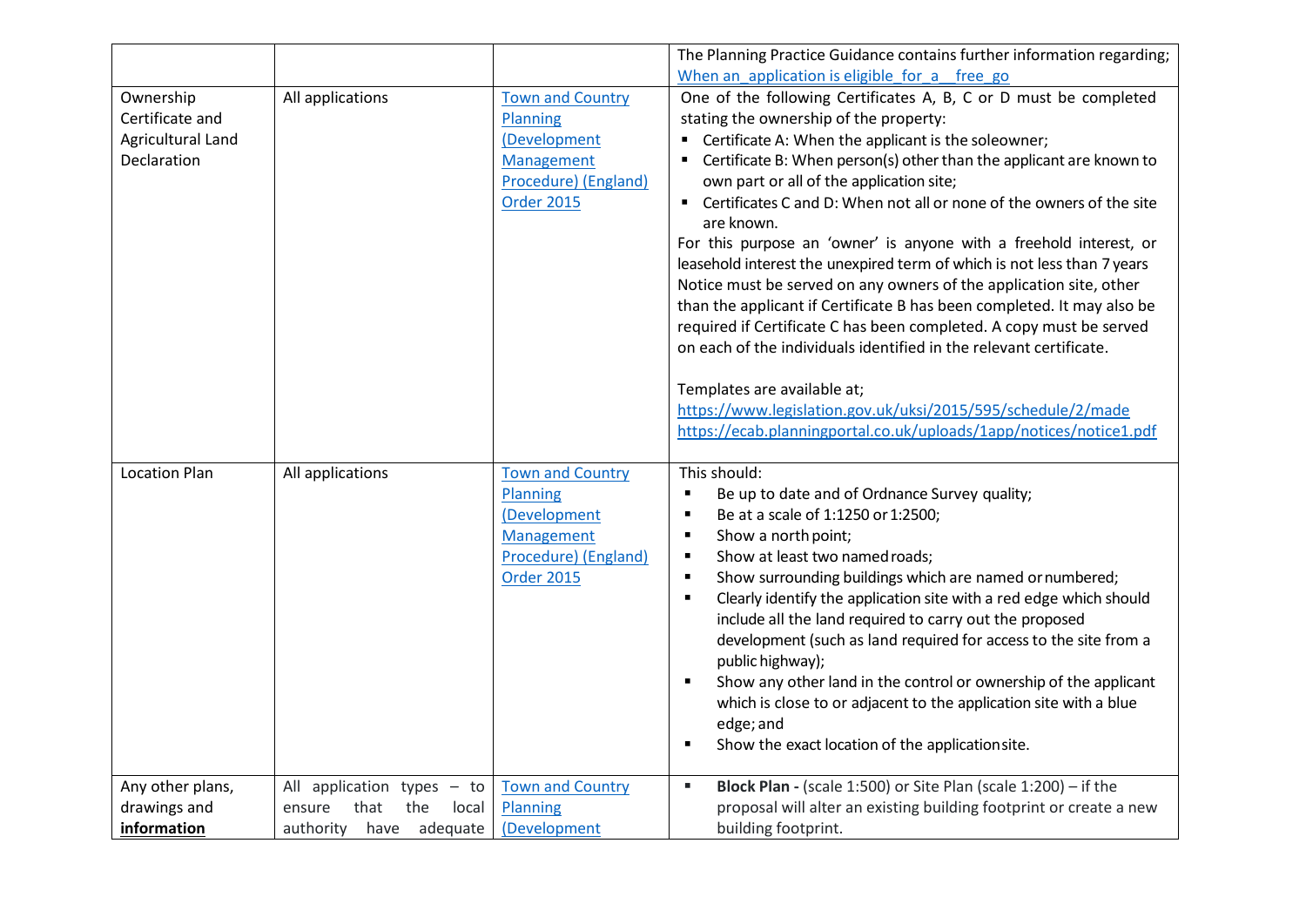| | | | |
|---|---|---|---|
| | | | The Planning Practice Guidance contains further information regarding; When an application is eligible for a free go |
| Ownership Certificate and Agricultural Land Declaration | All applications | Town and Country Planning (Development Management Procedure) (England) Order 2015 | One of the following Certificates A, B, C or D must be completed stating the ownership of the property:<br>▪ Certificate A: When the applicant is the sole owner;<br>▪ Certificate B: When person(s) other than the applicant are known to own part or all of the application site;<br>▪ Certificates C and D: When not all or none of the owners of the site are known.<br>For this purpose an 'owner' is anyone with a freehold interest, or leasehold interest the unexpired term of which is not less than 7 years Notice must be served on any owners of the application site, other than the applicant if Certificate B has been completed. It may also be required if Certificate C has been completed. A copy must be served on each of the individuals identified in the relevant certificate.<br><br>Templates are available at;<br>https://www.legislation.gov.uk/uksi/2015/595/schedule/2/made<br>https://ecab.planningportal.co.uk/uploads/1app/notices/notice1.pdf |
| Location Plan | All applications | Town and Country Planning (Development Management Procedure) (England) Order 2015 | This should:<br>▪ Be up to date and of Ordnance Survey quality;<br>▪ Be at a scale of 1:1250 or 1:2500;<br>▪ Show a north point;<br>▪ Show at least two named roads;<br>▪ Show surrounding buildings which are named or numbered;<br>▪ Clearly identify the application site with a red edge which should include all the land required to carry out the proposed development (such as land required for access to the site from a public highway);<br>▪ Show any other land in the control or ownership of the applicant which is close to or adjacent to the application site with a blue edge; and<br>▪ Show the exact location of the application site. |
| Any other plans, drawings and **information** | All application types – to ensure that the local authority have adequate | Town and Country Planning (Development | ▪ **Block Plan -** (scale 1:500) or Site Plan (scale 1:200) – if the proposal will alter an existing building footprint or create a new building footprint. |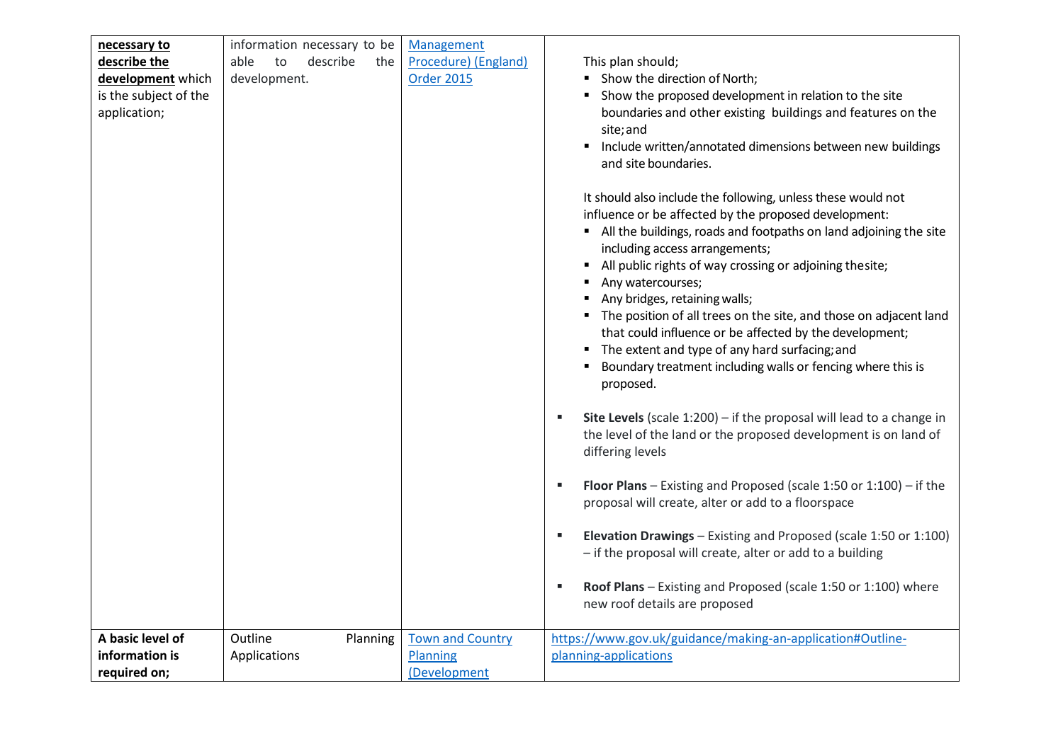| | | | |
|---|---|---|---|
| **necessary to describe the development** which is the subject of the application; | information necessary to be able to describe the development. | Management Procedure) (England) Order 2015 | This plan should;<br>▪ Show the direction of North;<br>▪ Show the proposed development in relation to the site boundaries and other existing buildings and features on the site; and<br>▪ Include written/annotated dimensions between new buildings and site boundaries.<br><br>It should also include the following, unless these would not influence or be affected by the proposed development:<br>▪ All the buildings, roads and footpaths on land adjoining the site including access arrangements;<br>▪ All public rights of way crossing or adjoining the site;<br>▪ Any watercourses;<br>▪ Any bridges, retaining walls;<br>▪ The position of all trees on the site, and those on adjacent land that could influence or be affected by the development;<br>▪ The extent and type of any hard surfacing; and<br>▪ Boundary treatment including walls or fencing where this is proposed.<br><br>▪ **Site Levels** (scale 1:200) – if the proposal will lead to a change in the level of the land or the proposed development is on land of differing levels<br><br>▪ **Floor Plans** – Existing and Proposed (scale 1:50 or 1:100) – if the proposal will create, alter or add to a floorspace<br><br>▪ **Elevation Drawings** – Existing and Proposed (scale 1:50 or 1:100) – if the proposal will create, alter or add to a building<br><br>▪ **Roof Plans** – Existing and Proposed (scale 1:50 or 1:100) where new roof details are proposed |
| **A basic level of information is required on;** | Outline Planning Applications | Town and Country Planning (Development | https://www.gov.uk/guidance/making-an-application#Outline-planning-applications |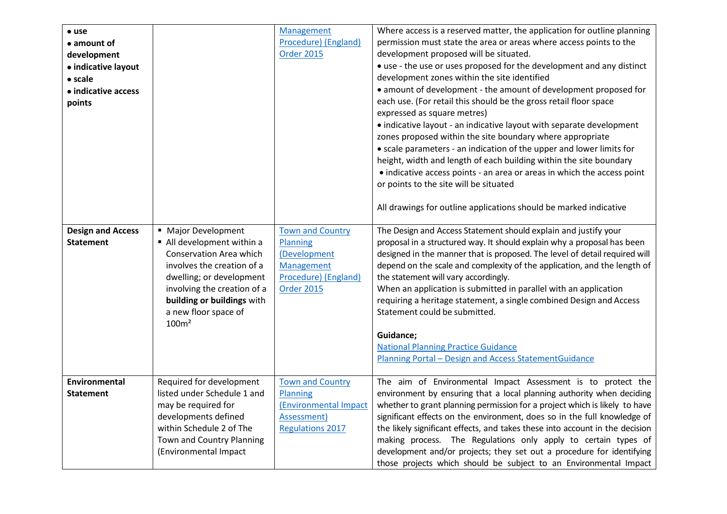| | | | |
|---|---|---|---|
| • **use**<br>• **amount of development**<br>• **indicative layout**<br>• **scale**<br>• **indicative access points** | | [Management Procedure) (England) Order 2015]() | Where access is a reserved matter, the application for outline planning permission must state the area or areas where access points to the development proposed will be situated.<br>• use - the use or uses proposed for the development and any distinct development zones within the site identified<br>• amount of development - the amount of development proposed for each use. (For retail this should be the gross retail floor space expressed as square metres)<br>• indicative layout - an indicative layout with separate development zones proposed within the site boundary where appropriate<br>• scale parameters - an indication of the upper and lower limits for height, width and length of each building within the site boundary<br>• indicative access points - an area or areas in which the access point or points to the site will be situated<br><br>All drawings for outline applications should be marked indicative |
| **Design and Access Statement** | ▪ Major Development<br>▪ All development within a Conservation Area which involves the creation of a dwelling; or development involving the creation of a **building or buildings** with a new floor space of 100m² | [Town and Country Planning (Development Management Procedure) (England) Order 2015]() | The Design and Access Statement should explain and justify your proposal in a structured way. It should explain why a proposal has been designed in the manner that is proposed. The level of detail required will depend on the scale and complexity of the application, and the length of the statement will vary accordingly.<br>When an application is submitted in parallel with an application requiring a heritage statement, a single combined Design and Access Statement could be submitted.<br><br>**Guidance;**<br>[National Planning Practice Guidance]()<br>[Planning Portal – Design and Access StatementGuidance]() |
| **Environmental Statement** | Required for development listed under Schedule 1 and may be required for developments defined within Schedule 2 of The Town and Country Planning (Environmental Impact | [Town and Country Planning (Environmental Impact Assessment) Regulations 2017]() | The aim of Environmental Impact Assessment is to protect the environment by ensuring that a local planning authority when deciding whether to grant planning permission for a project which is likely to have significant effects on the environment, does so in the full knowledge of the likely significant effects, and takes these into account in the decision making process. The Regulations only apply to certain types of development and/or projects; they set out a procedure for identifying those projects which should be subject to an Environmental Impact |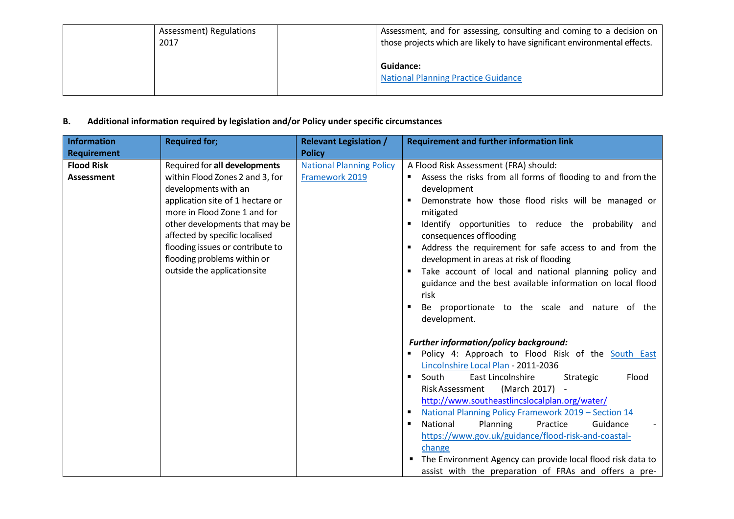| | Assessment) Regulations 2017 | | Assessment, and for assessing, consulting and coming to a decision on those projects which are likely to have significant environmental effects.<br><br>**Guidance:**<br>National Planning Practice Guidance |
|---|---|---|---|

**B. Additional information required by legislation and/or Policy under specific circumstances**

| Information Requirement | Required for; | Relevant Legislation / Policy | Requirement and further information link |
|---|---|---|---|
| **Flood Risk Assessment** | Required for **all developments** within Flood Zones 2 and 3, for developments with an application site of 1 hectare or more in Flood Zone 1 and for other developments that may be affected by specific localised flooding issues or contribute to flooding problems within or outside the application site | National Planning Policy Framework 2019 | A Flood Risk Assessment (FRA) should:<br>▪ Assess the risks from all forms of flooding to and from the development<br>▪ Demonstrate how those flood risks will be managed or mitigated<br>▪ Identify opportunities to reduce the probability and consequences of flooding<br>▪ Address the requirement for safe access to and from the development in areas at risk of flooding<br>▪ Take account of local and national planning policy and guidance and the best available information on local flood risk<br>▪ Be proportionate to the scale and nature of the development.<br><br>***Further information/policy background:***<br>▪ Policy 4: Approach to Flood Risk of the South East Lincolnshire Local Plan - 2011-2036<br>▪ South East Lincolnshire Strategic Flood Risk Assessment (March 2017) - http://www.southeastlincslocalplan.org/water/<br>▪ National Planning Policy Framework 2019 – Section 14<br>▪ National Planning Practice Guidance - https://www.gov.uk/guidance/flood-risk-and-coastal-change<br>▪ The Environment Agency can provide local flood risk data to assist with the preparation of FRAs and offers a pre- |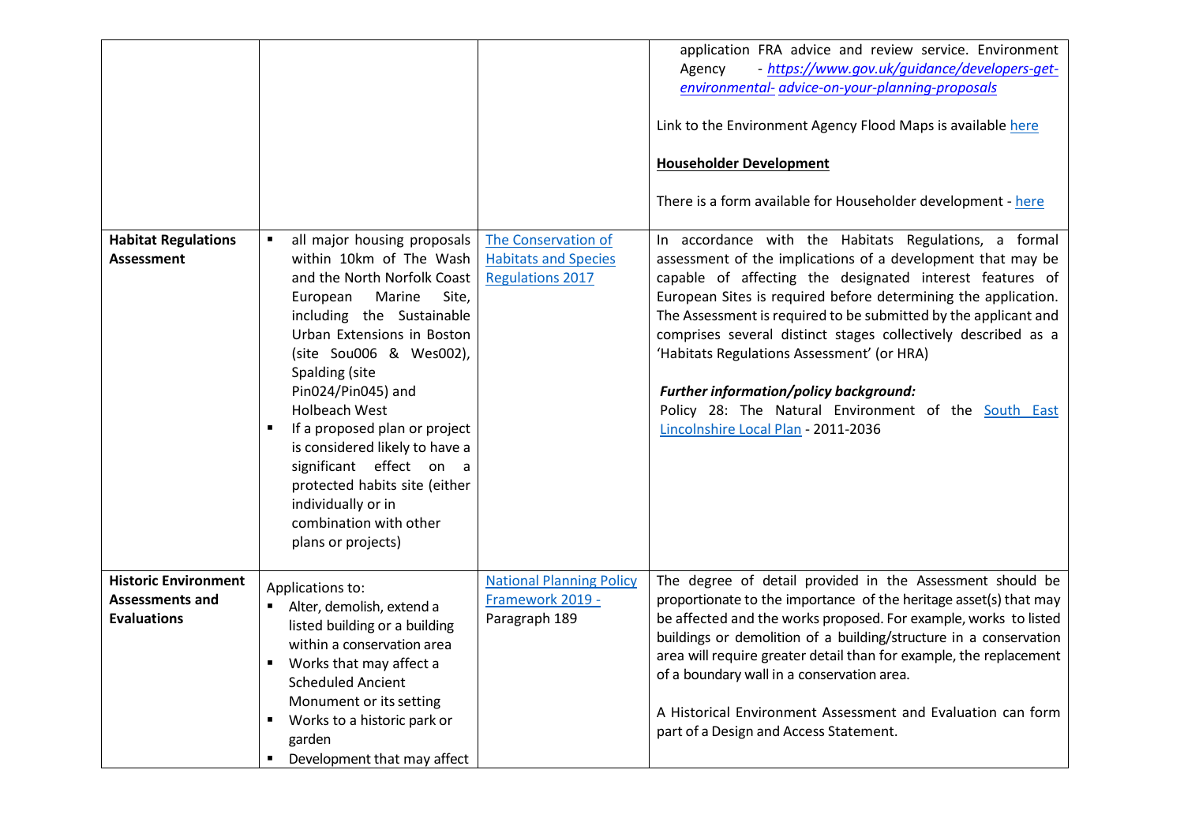| | | | |
|---|---|---|---|
| | | | application FRA advice and review service. Environment Agency - *https://www.gov.uk/guidance/developers-get-environmental- advice-on-your-planning-proposals*<br><br>Link to the Environment Agency Flood Maps is available here<br><br>**Householder Development**<br><br>There is a form available for Householder development - here |
| **Habitat Regulations Assessment** | ▪ all major housing proposals within 10km of The Wash and the North Norfolk Coast European Marine Site, including the Sustainable Urban Extensions in Boston (site Sou006 & Wes002), Spalding (site Pin024/Pin045) and Holbeach West<br>▪ If a proposed plan or project is considered likely to have a significant effect on a protected habits site (either individually or in combination with other plans or projects) | The Conservation of Habitats and Species Regulations 2017 | In accordance with the Habitats Regulations, a formal assessment of the implications of a development that may be capable of affecting the designated interest features of European Sites is required before determining the application. The Assessment is required to be submitted by the applicant and comprises several distinct stages collectively described as a 'Habitats Regulations Assessment' (or HRA)<br><br>***Further information/policy background:***<br>Policy 28: The Natural Environment of the South East Lincolnshire Local Plan - 2011-2036 |
| **Historic Environment Assessments and Evaluations** | Applications to:<br>▪ Alter, demolish, extend a listed building or a building within a conservation area<br>▪ Works that may affect a Scheduled Ancient Monument or its setting<br>▪ Works to a historic park or garden<br>▪ Development that may affect | National Planning Policy Framework 2019 - Paragraph 189 | The degree of detail provided in the Assessment should be proportionate to the importance of the heritage asset(s) that may be affected and the works proposed. For example, works to listed buildings or demolition of a building/structure in a conservation area will require greater detail than for example, the replacement of a boundary wall in a conservation area.<br><br>A Historical Environment Assessment and Evaluation can form part of a Design and Access Statement. |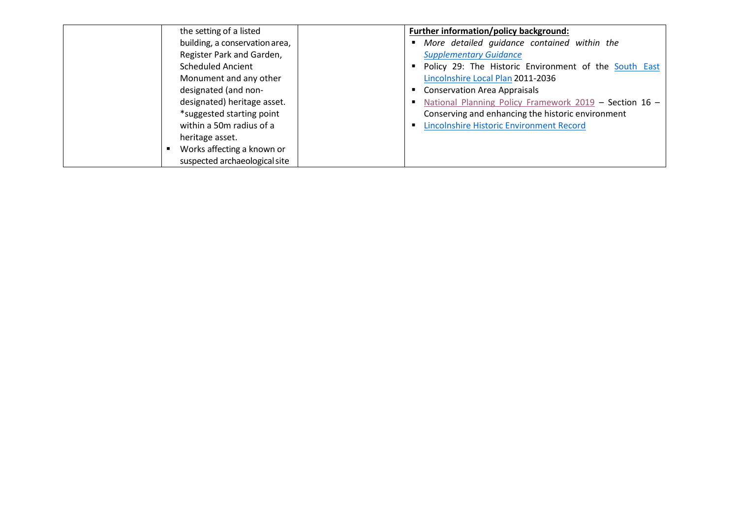|  |  |  |  |
|---|---|---|---|
|  | the setting of a listed building, a conservation area, Register Park and Garden, Scheduled Ancient Monument and any other designated (and non-designated) heritage asset. *suggested starting point within a 50m radius of a heritage asset.<br>▪ Works affecting a known or suspected archaeological site |  | **<u>Further information/policy background:</u>**<br>▪ *More detailed guidance contained within the <u>Supplementary Guidance</u>*<br>▪ Policy 29: The Historic Environment of the <u>South East Lincolnshire Local Plan</u> 2011-2036<br>▪ Conservation Area Appraisals<br>▪ <u>National Planning Policy Framework 2019</u> – Section 16 – Conserving and enhancing the historic environment<br>▪ <u>Lincolnshire Historic Environment Record</u> |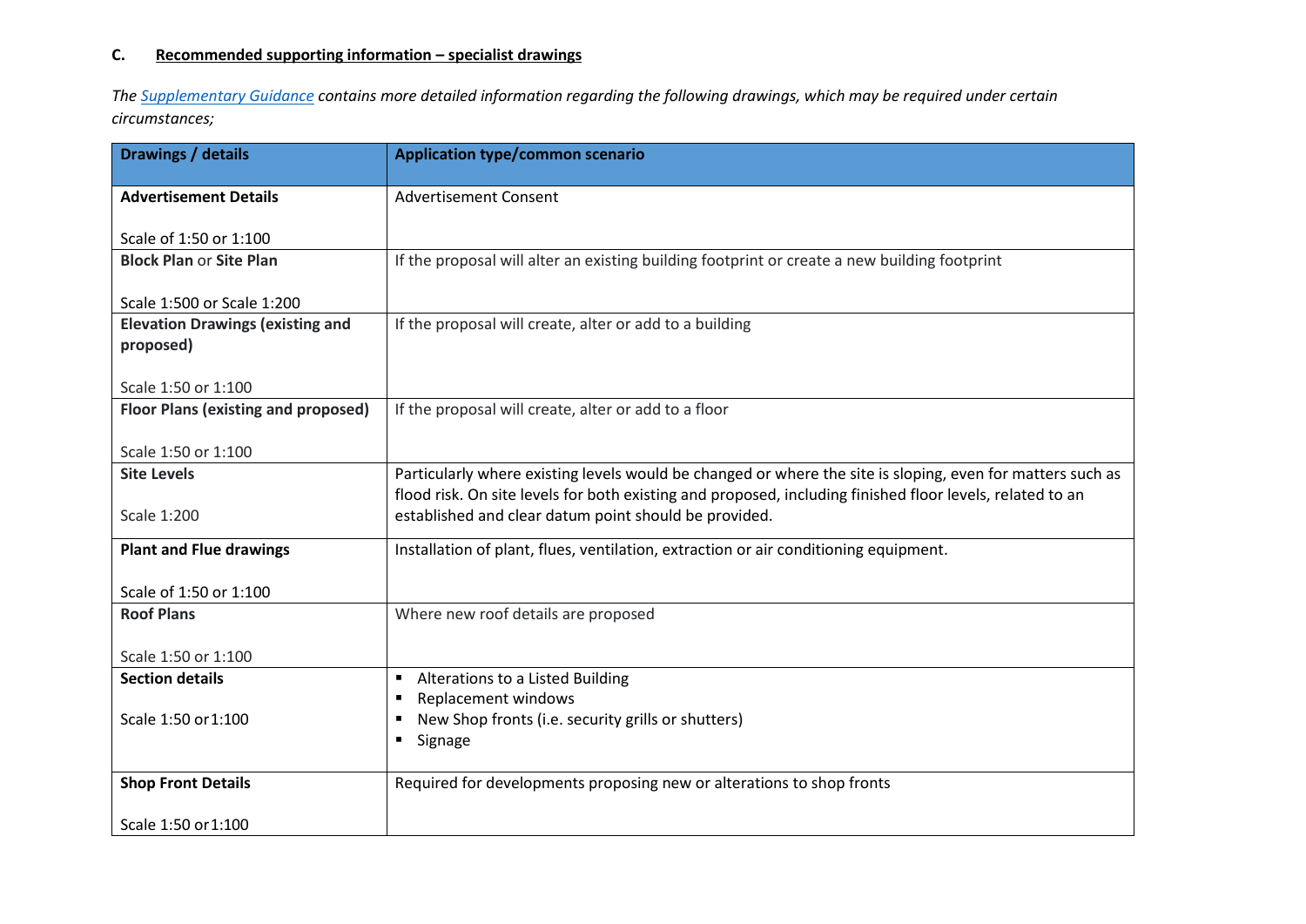### C. Recommended supporting information – specialist drawings

*The Supplementary Guidance contains more detailed information regarding the following drawings, which may be required under certain circumstances;*

| Drawings / details | Application type/common scenario |
|---|---|
| **Advertisement Details**<br><br>Scale of 1:50 or 1:100 | Advertisement Consent |
| **Block Plan** or **Site Plan**<br><br>Scale 1:500 or Scale 1:200 | If the proposal will alter an existing building footprint or create a new building footprint |
| **Elevation Drawings (existing and proposed)**<br><br>Scale 1:50 or 1:100 | If the proposal will create, alter or add to a building |
| **Floor Plans (existing and proposed)**<br><br>Scale 1:50 or 1:100 | If the proposal will create, alter or add to a floor |
| **Site Levels**<br><br>Scale 1:200 | Particularly where existing levels would be changed or where the site is sloping, even for matters such as flood risk. On site levels for both existing and proposed, including finished floor levels, related to an established and clear datum point should be provided. |
| **Plant and Flue drawings**<br><br>Scale of 1:50 or 1:100 | Installation of plant, flues, ventilation, extraction or air conditioning equipment. |
| **Roof Plans**<br><br>Scale 1:50 or 1:100 | Where new roof details are proposed |
| **Section details**<br><br>Scale 1:50 or1:100 | ▪ Alterations to a Listed Building<br>▪ Replacement windows<br>▪ New Shop fronts (i.e. security grills or shutters)<br>▪ Signage |
| **Shop Front Details**<br><br>Scale 1:50 or1:100 | Required for developments proposing new or alterations to shop fronts |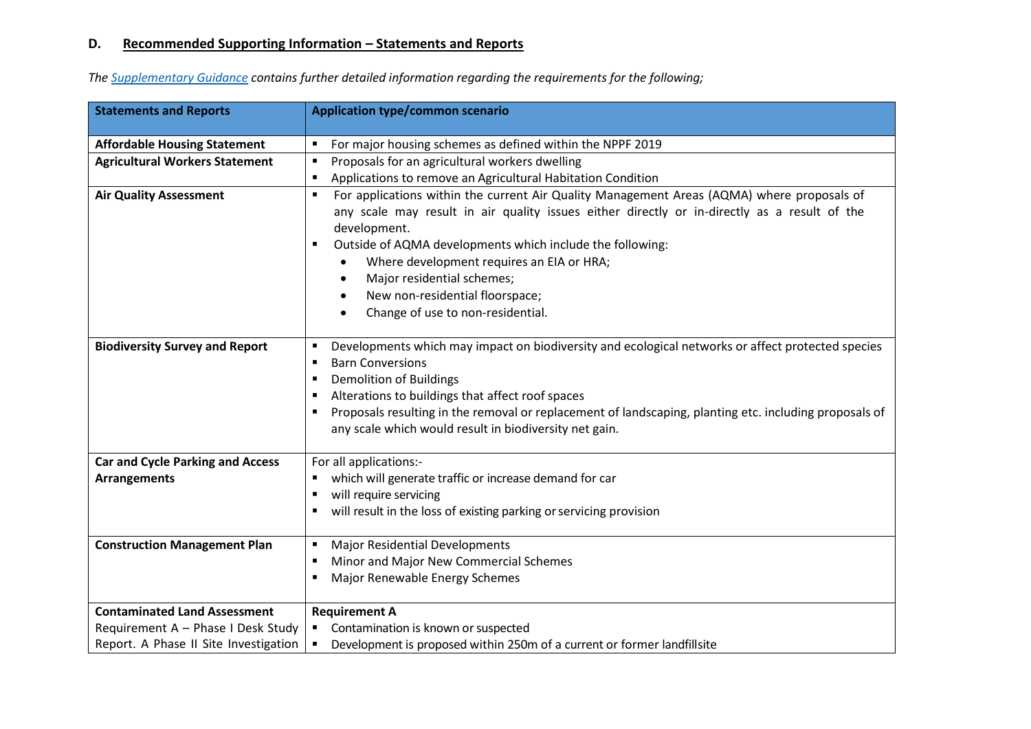## D. Recommended Supporting Information – Statements and Reports

*The Supplementary Guidance contains further detailed information regarding the requirements for the following;*

| Statements and Reports | Application type/common scenario |
|---|---|
| **Affordable Housing Statement** | ▪ For major housing schemes as defined within the NPPF 2019 |
| **Agricultural Workers Statement** | ▪ Proposals for an agricultural workers dwelling<br>▪ Applications to remove an Agricultural Habitation Condition |
| **Air Quality Assessment** | ▪ For applications within the current Air Quality Management Areas (AQMA) where proposals of any scale may result in air quality issues either directly or in-directly as a result of the development.<br>▪ Outside of AQMA developments which include the following:<br>• Where development requires an EIA or HRA;<br>• Major residential schemes;<br>• New non-residential floorspace;<br>• Change of use to non-residential. |
| **Biodiversity Survey and Report** | ▪ Developments which may impact on biodiversity and ecological networks or affect protected species<br>▪ Barn Conversions<br>▪ Demolition of Buildings<br>▪ Alterations to buildings that affect roof spaces<br>▪ Proposals resulting in the removal or replacement of landscaping, planting etc. including proposals of any scale which would result in biodiversity net gain. |
| **Car and Cycle Parking and Access Arrangements** | For all applications:-<br>▪ which will generate traffic or increase demand for car<br>▪ will require servicing<br>▪ will result in the loss of existing parking or servicing provision |
| **Construction Management Plan** | ▪ Major Residential Developments<br>▪ Minor and Major New Commercial Schemes<br>▪ Major Renewable Energy Schemes |
| **Contaminated Land Assessment**<br>Requirement A – Phase I Desk Study Report. A Phase II Site Investigation | **Requirement A**<br>▪ Contamination is known or suspected<br>▪ Development is proposed within 250m of a current or former landfillsite |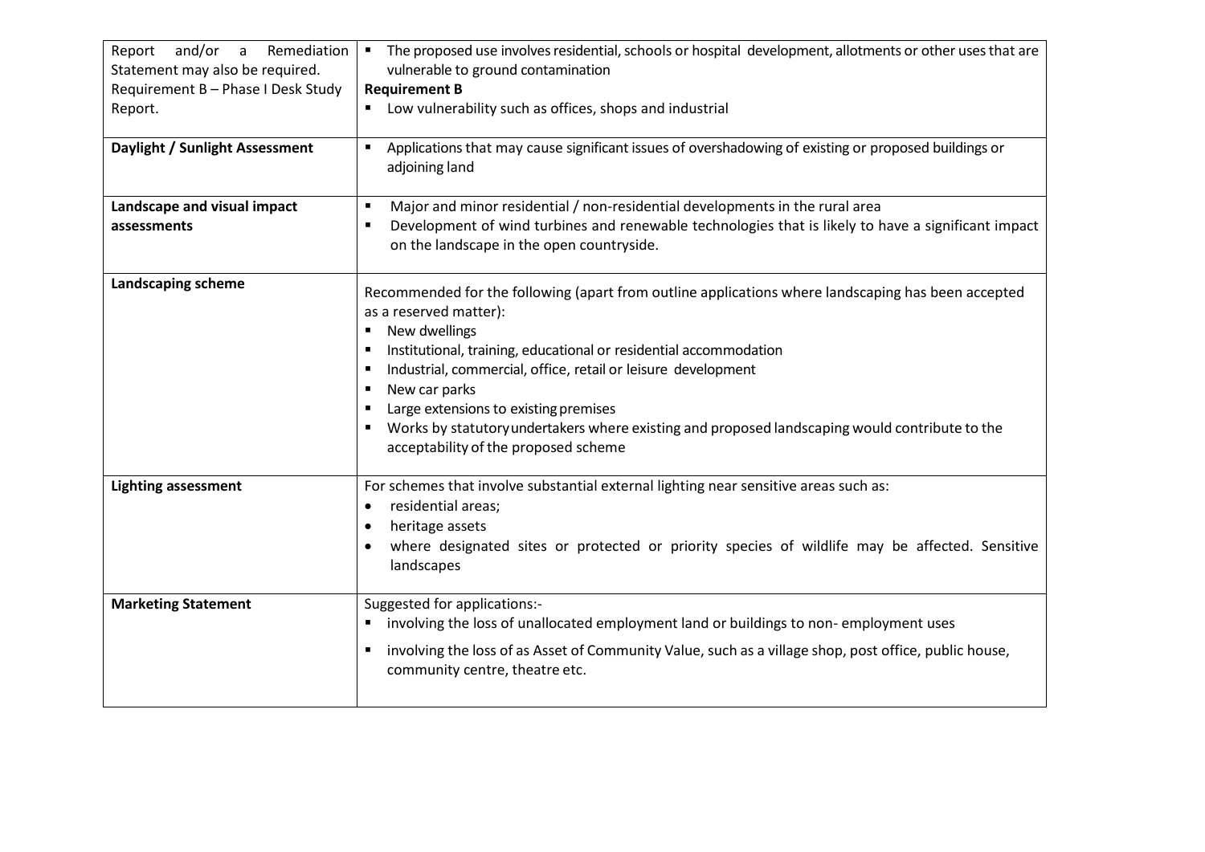| | |
|---|---|
| Report and/or a Remediation Statement may also be required.<br>Requirement B – Phase I Desk Study Report. | ▪ The proposed use involves residential, schools or hospital development, allotments or other uses that are vulnerable to ground contamination<br>**Requirement B**<br>▪ Low vulnerability such as offices, shops and industrial |
| **Daylight / Sunlight Assessment** | ▪ Applications that may cause significant issues of overshadowing of existing or proposed buildings or adjoining land |
| **Landscape and visual impact assessments** | ▪ Major and minor residential / non-residential developments in the rural area<br>▪ Development of wind turbines and renewable technologies that is likely to have a significant impact on the landscape in the open countryside. |
| **Landscaping scheme** | Recommended for the following (apart from outline applications where landscaping has been accepted as a reserved matter):<br>▪ New dwellings<br>▪ Institutional, training, educational or residential accommodation<br>▪ Industrial, commercial, office, retail or leisure development<br>▪ New car parks<br>▪ Large extensions to existing premises<br>▪ Works by statutory undertakers where existing and proposed landscaping would contribute to the acceptability of the proposed scheme |
| **Lighting assessment** | For schemes that involve substantial external lighting near sensitive areas such as:<br>• residential areas;<br>• heritage assets<br>• where designated sites or protected or priority species of wildlife may be affected. Sensitive landscapes |
| **Marketing Statement** | Suggested for applications:-<br>▪ involving the loss of unallocated employment land or buildings to non- employment uses<br>▪ involving the loss of as Asset of Community Value, such as a village shop, post office, public house, community centre, theatre etc. |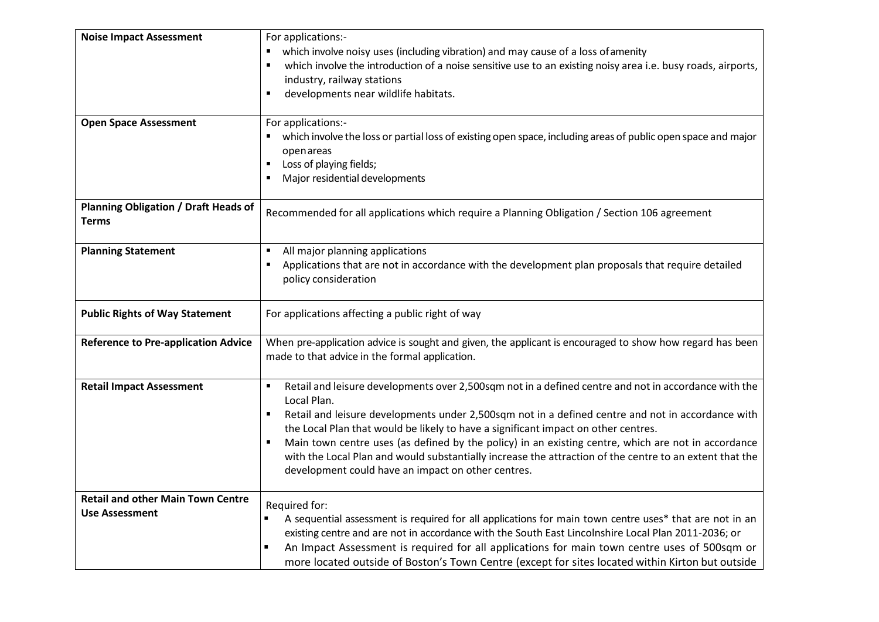| | |
|---|---|
| **Noise Impact Assessment** | For applications:- <br>▪ which involve noisy uses (including vibration) and may cause of a loss of amenity <br>▪ which involve the introduction of a noise sensitive use to an existing noisy area i.e. busy roads, airports, industry, railway stations <br>▪ developments near wildlife habitats. |
| **Open Space Assessment** | For applications:- <br>▪ which involve the loss or partial loss of existing open space, including areas of public open space and major open areas <br>▪ Loss of playing fields; <br>▪ Major residential developments |
| **Planning Obligation / Draft Heads of Terms** | Recommended for all applications which require a Planning Obligation / Section 106 agreement |
| **Planning Statement** | ▪ All major planning applications <br>▪ Applications that are not in accordance with the development plan proposals that require detailed policy consideration |
| **Public Rights of Way Statement** | For applications affecting a public right of way |
| **Reference to Pre-application Advice** | When pre-application advice is sought and given, the applicant is encouraged to show how regard has been made to that advice in the formal application. |
| **Retail Impact Assessment** | ▪ Retail and leisure developments over 2,500sqm not in a defined centre and not in accordance with the Local Plan. <br>▪ Retail and leisure developments under 2,500sqm not in a defined centre and not in accordance with the Local Plan that would be likely to have a significant impact on other centres. <br>▪ Main town centre uses (as defined by the policy) in an existing centre, which are not in accordance with the Local Plan and would substantially increase the attraction of the centre to an extent that the development could have an impact on other centres. |
| **Retail and other Main Town Centre Use Assessment** | Required for: <br>▪ A sequential assessment is required for all applications for main town centre uses* that are not in an existing centre and are not in accordance with the South East Lincolnshire Local Plan 2011-2036; or <br>▪ An Impact Assessment is required for all applications for main town centre uses of 500sqm or more located outside of Boston's Town Centre (except for sites located within Kirton but outside |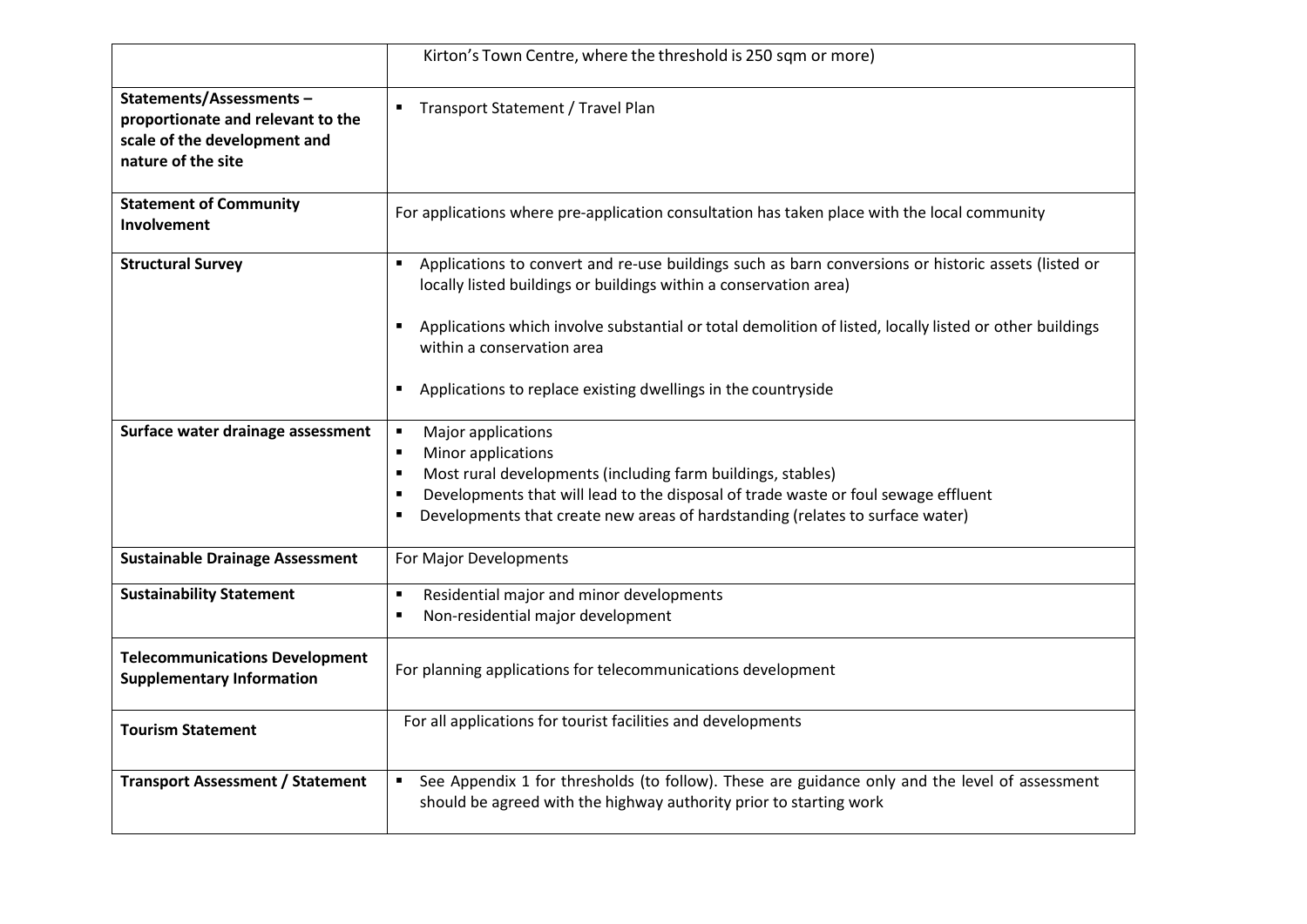| | |
|---|---|
| | Kirton's Town Centre, where the threshold is 250 sqm or more) |
| **Statements/Assessments – proportionate and relevant to the scale of the development and nature of the site** | ▪ Transport Statement / Travel Plan |
| **Statement of Community Involvement** | For applications where pre-application consultation has taken place with the local community |
| **Structural Survey** | ▪ Applications to convert and re-use buildings such as barn conversions or historic assets (listed or locally listed buildings or buildings within a conservation area)<br><br>▪ Applications which involve substantial or total demolition of listed, locally listed or other buildings within a conservation area<br><br>▪ Applications to replace existing dwellings in the countryside |
| **Surface water drainage assessment** | ▪ Major applications<br>▪ Minor applications<br>▪ Most rural developments (including farm buildings, stables)<br>▪ Developments that will lead to the disposal of trade waste or foul sewage effluent<br>▪ Developments that create new areas of hardstanding (relates to surface water) |
| **Sustainable Drainage Assessment** | For Major Developments |
| **Sustainability Statement** | ▪ Residential major and minor developments<br>▪ Non-residential major development |
| **Telecommunications Development Supplementary Information** | For planning applications for telecommunications development |
| **Tourism Statement** | For all applications for tourist facilities and developments |
| **Transport Assessment / Statement** | ▪ See Appendix 1 for thresholds (to follow). These are guidance only and the level of assessment should be agreed with the highway authority prior to starting work |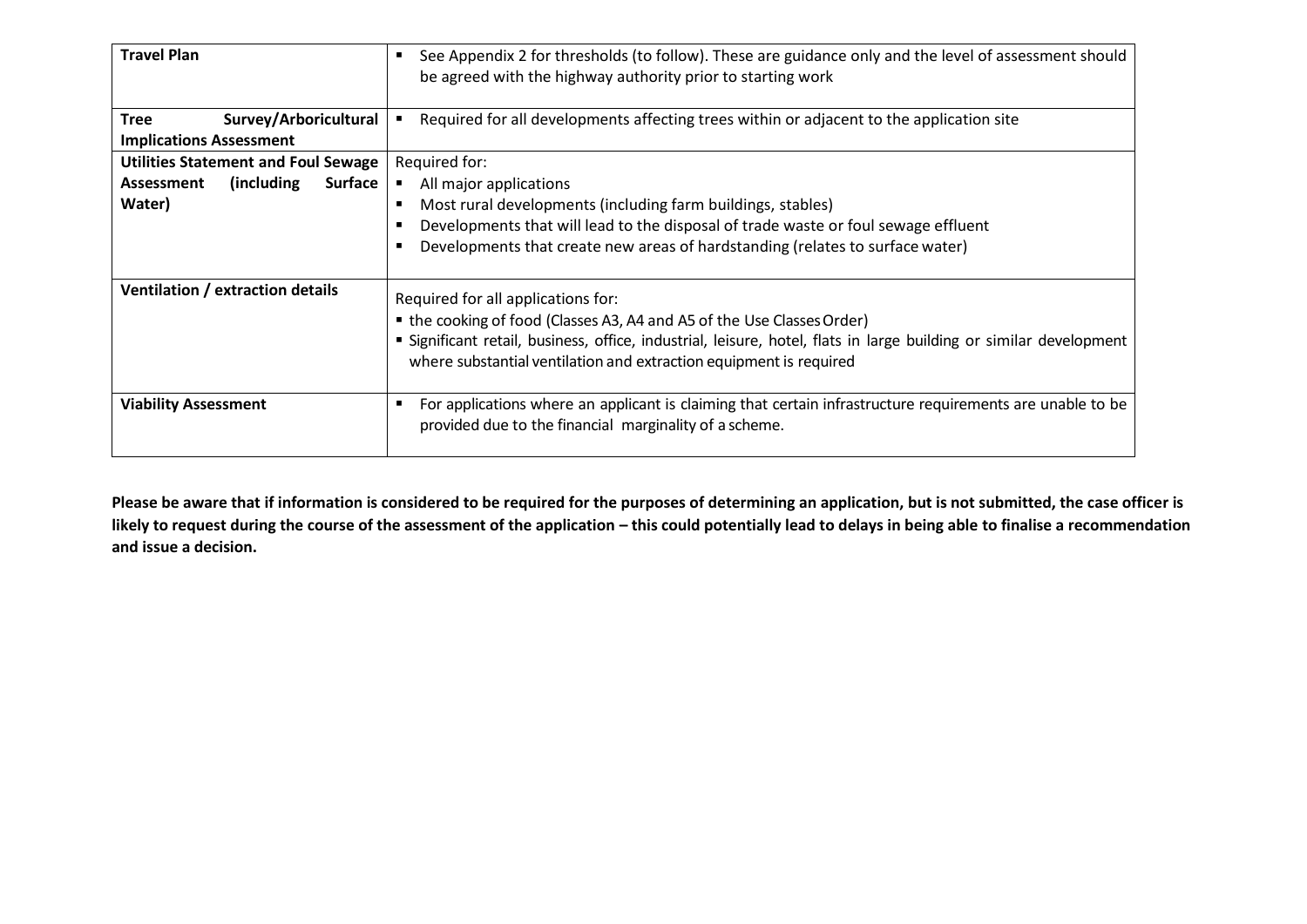| | |
|---|---|
| **Travel Plan** | ▪ See Appendix 2 for thresholds (to follow). These are guidance only and the level of assessment should be agreed with the highway authority prior to starting work |
| **Tree Survey/Arboricultural Implications Assessment** | ▪ Required for all developments affecting trees within or adjacent to the application site |
| **Utilities Statement and Foul Sewage Assessment (including Surface Water)** | Required for:<br>▪ All major applications<br>▪ Most rural developments (including farm buildings, stables)<br>▪ Developments that will lead to the disposal of trade waste or foul sewage effluent<br>▪ Developments that create new areas of hardstanding (relates to surface water) |
| **Ventilation / extraction details** | Required for all applications for:<br>▪ the cooking of food (Classes A3, A4 and A5 of the Use Classes Order)<br>▪ Significant retail, business, office, industrial, leisure, hotel, flats in large building or similar development where substantial ventilation and extraction equipment is required |
| **Viability Assessment** | ▪ For applications where an applicant is claiming that certain infrastructure requirements are unable to be provided due to the financial marginality of a scheme. |

**Please be aware that if information is considered to be required for the purposes of determining an application, but is not submitted, the case officer is likely to request during the course of the assessment of the application – this could potentially lead to delays in being able to finalise a recommendation and issue a decision.**